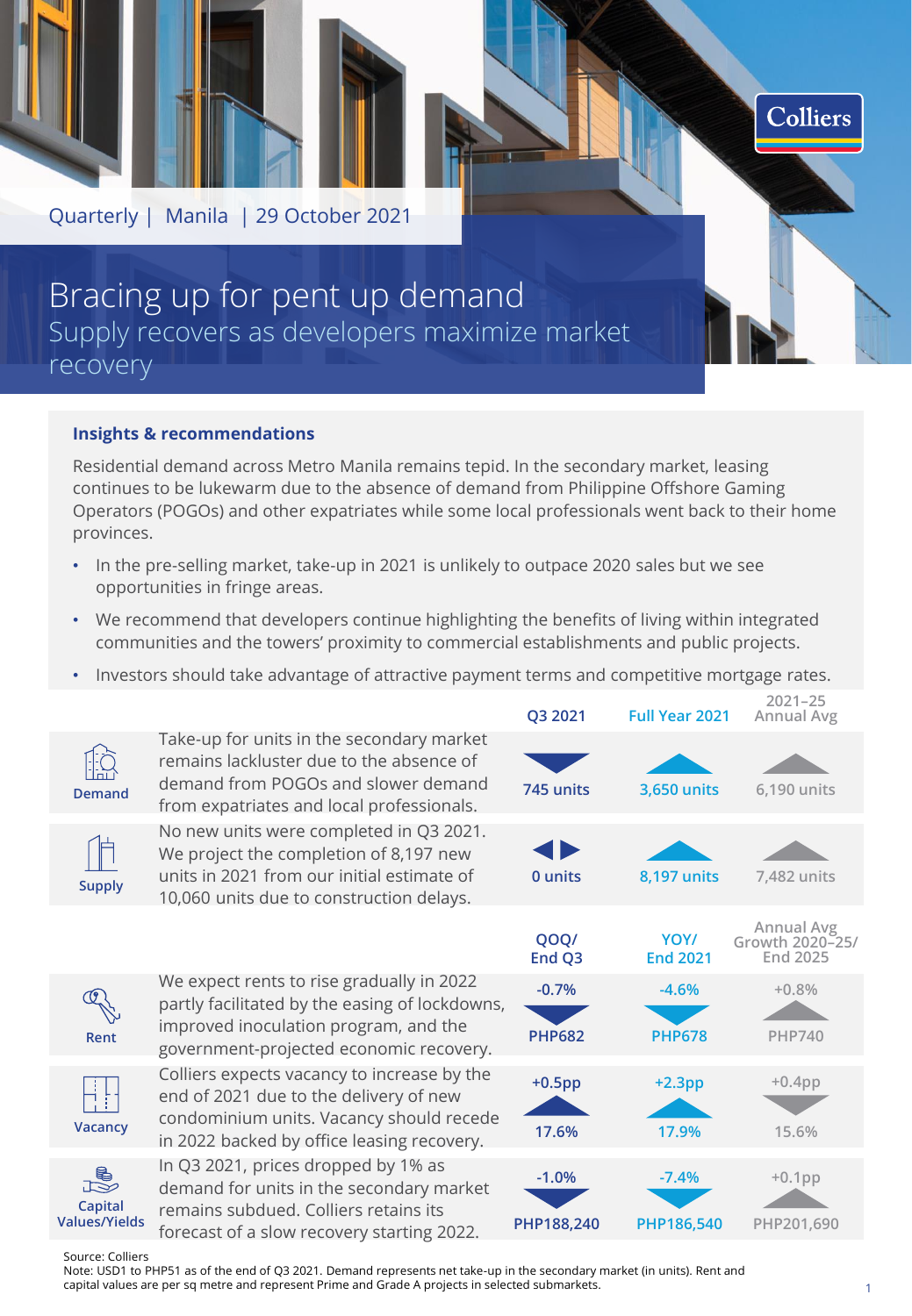Quarterly | Manila | 29 October 2021

# Bracing up for pent up demand

## Supply recovers as developers maximize market recovery

### Insights & recommendations

Residential demand across Metro Manila remains tepid. In the secondary market, leasing continues to be lukewarm due to the absence of demand from Philippine Offshore Gaming Operators (POGOs) and other expatriates while some local professionals went back to their home provinces.

- In the pre-selling market, take-up in 2021 is unlikely to outpace 2020 sales but we see opportunities in fringe areas.
- We recommend that developers continue highlighting the benefits of living within integrated communities and the towers' proximity to commercial establishments and public projects.
- Investors should take advantage of attractive payment terms and competitive mortgage rates.

| | | Q3 2021 | Full Year 2021 | 2021–25 Annual Avg |
|---|---|---|---|---|
| Demand | Take-up for units in the secondary market remains lackluster due to the absence of demand from POGOs and slower demand from expatriates and local professionals. | 745 units | 3,650 units | 6,190 units |
| Supply | No new units were completed in Q3 2021. We project the completion of 8,197 new units in 2021 from our initial estimate of 10,060 units due to construction delays. | 0 units | 8,197 units | 7,482 units |
| | | **QOQ/ End Q3** | **YOY/ End 2021** | **Annual Avg Growth 2020–25/ End 2025** |
| Rent | We expect rents to rise gradually in 2022 partly facilitated by the easing of lockdowns, improved inoculation program, and the government-projected economic recovery. | -0.7% PHP682 | -4.6% PHP678 | +0.8% PHP740 |
| Vacancy | Colliers expects vacancy to increase by the end of 2021 due to the delivery of new condominium units. Vacancy should recede in 2022 backed by office leasing recovery. | +0.5pp 17.6% | +2.3pp 17.9% | +0.4pp 15.6% |
| Capital Values/Yields | In Q3 2021, prices dropped by 1% as demand for units in the secondary market remains subdued. Colliers retains its forecast of a slow recovery starting 2022. | -1.0% PHP188,240 | -7.4% PHP186,540 | +0.1pp PHP201,690 |

Source: Colliers

Note: USD1 to PHP51 as of the end of Q3 2021. Demand represents net take-up in the secondary market (in units). Rent and capital values are per sq metre and represent Prime and Grade A projects in selected submarkets.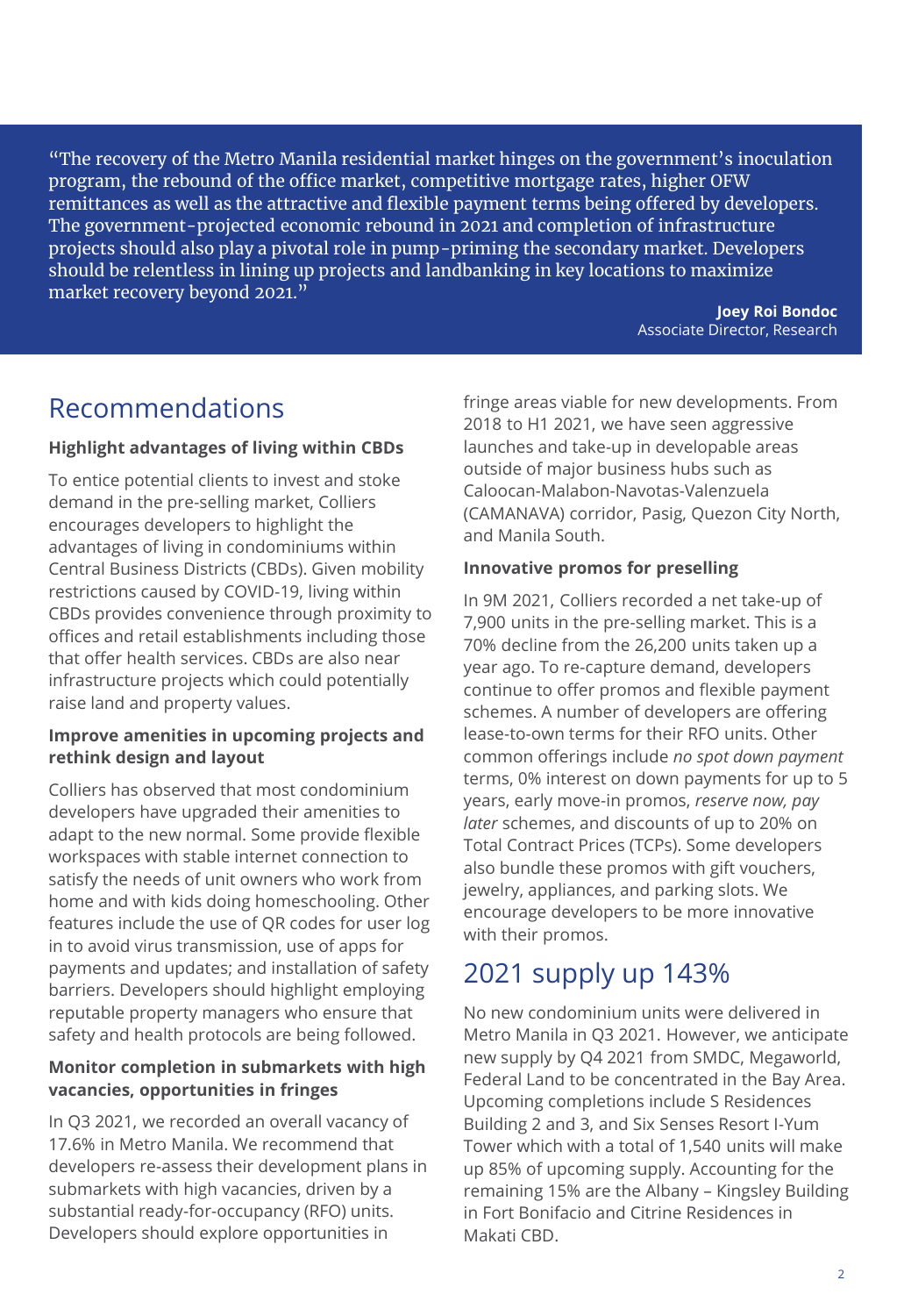> "The recovery of the Metro Manila residential market hinges on the government's inoculation program, the rebound of the office market, competitive mortgage rates, higher OFW remittances as well as the attractive and flexible payment terms being offered by developers. The government-projected economic rebound in 2021 and completion of infrastructure projects should also play a pivotal role in pump-priming the secondary market. Developers should be relentless in lining up projects and landbanking in key locations to maximize market recovery beyond 2021."
>
> **Joey Roi Bondoc**
> Associate Director, Research

## Recommendations

### Highlight advantages of living within CBDs

To entice potential clients to invest and stoke demand in the pre-selling market, Colliers encourages developers to highlight the advantages of living in condominiums within Central Business Districts (CBDs). Given mobility restrictions caused by COVID-19, living within CBDs provides convenience through proximity to offices and retail establishments including those that offer health services. CBDs are also near infrastructure projects which could potentially raise land and property values.

### Improve amenities in upcoming projects and rethink design and layout

Colliers has observed that most condominium developers have upgraded their amenities to adapt to the new normal. Some provide flexible workspaces with stable internet connection to satisfy the needs of unit owners who work from home and with kids doing homeschooling. Other features include the use of QR codes for user log in to avoid virus transmission, use of apps for payments and updates; and installation of safety barriers. Developers should highlight employing reputable property managers who ensure that safety and health protocols are being followed.

### Monitor completion in submarkets with high vacancies, opportunities in fringes

In Q3 2021, we recorded an overall vacancy of 17.6% in Metro Manila. We recommend that developers re-assess their development plans in submarkets with high vacancies, driven by a substantial ready-for-occupancy (RFO) units. Developers should explore opportunities in fringe areas viable for new developments. From 2018 to H1 2021, we have seen aggressive launches and take-up in developable areas outside of major business hubs such as Caloocan-Malabon-Navotas-Valenzuela (CAMANAVA) corridor, Pasig, Quezon City North, and Manila South.

### Innovative promos for preselling

In 9M 2021, Colliers recorded a net take-up of 7,900 units in the pre-selling market. This is a 70% decline from the 26,200 units taken up a year ago. To re-capture demand, developers continue to offer promos and flexible payment schemes. A number of developers are offering lease-to-own terms for their RFO units. Other common offerings include *no spot down payment* terms, 0% interest on down payments for up to 5 years, early move-in promos, *reserve now, pay later* schemes, and discounts of up to 20% on Total Contract Prices (TCPs). Some developers also bundle these promos with gift vouchers, jewelry, appliances, and parking slots. We encourage developers to be more innovative with their promos.

## 2021 supply up 143%

No new condominium units were delivered in Metro Manila in Q3 2021. However, we anticipate new supply by Q4 2021 from SMDC, Megaworld, Federal Land to be concentrated in the Bay Area. Upcoming completions include S Residences Building 2 and 3, and Six Senses Resort I-Yum Tower which with a total of 1,540 units will make up 85% of upcoming supply. Accounting for the remaining 15% are the Albany – Kingsley Building in Fort Bonifacio and Citrine Residences in Makati CBD.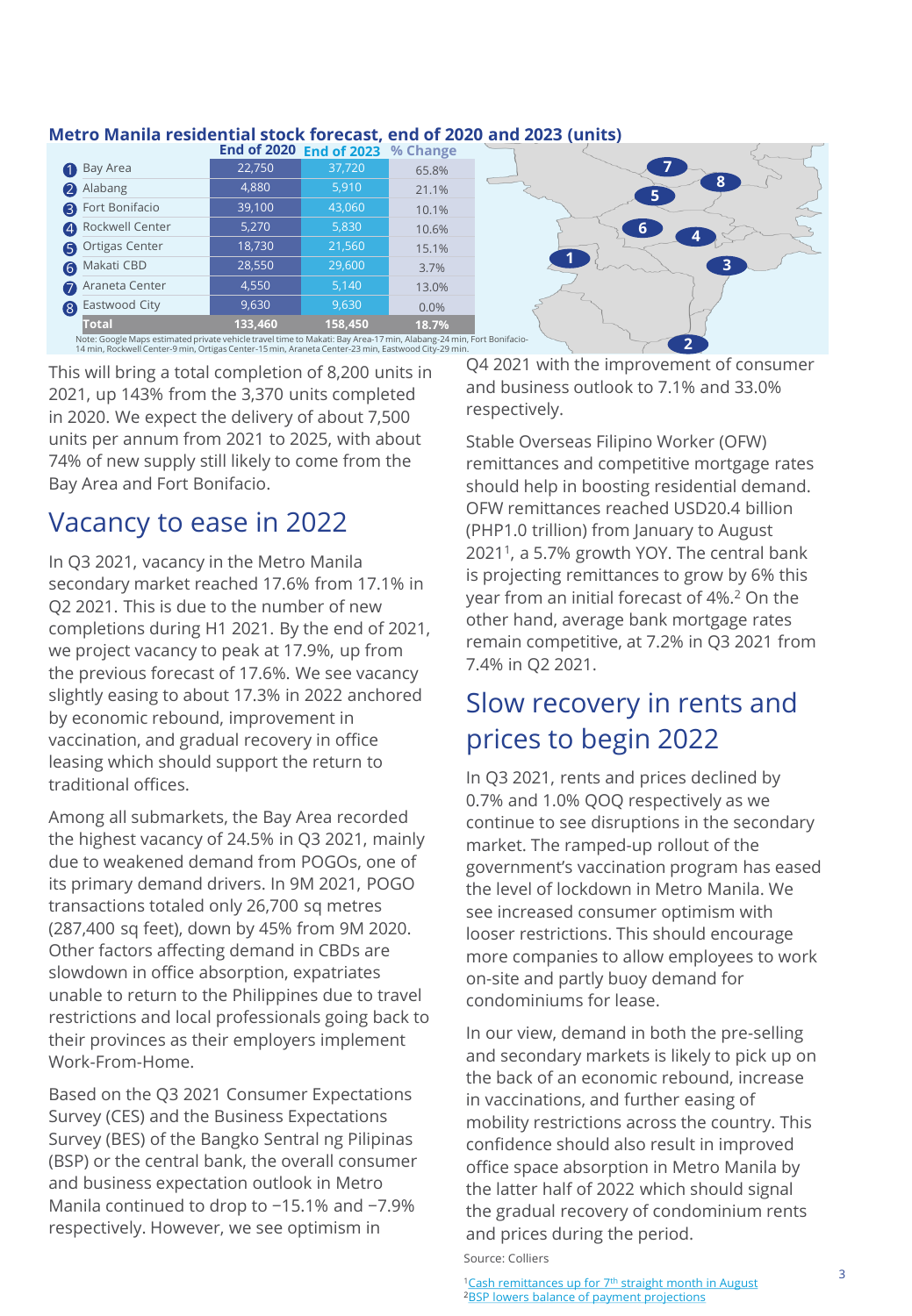**Metro Manila residential stock forecast, end of 2020 and 2023 (units)**

| | End of 2020 | End of 2023 | % Change |
|---|---|---|---|
| 1 Bay Area | 22,750 | 37,720 | 65.8% |
| 2 Alabang | 4,880 | 5,910 | 21.1% |
| 3 Fort Bonifacio | 39,100 | 43,060 | 10.1% |
| 4 Rockwell Center | 5,270 | 5,830 | 10.6% |
| 5 Ortigas Center | 18,730 | 21,560 | 15.1% |
| 6 Makati CBD | 28,550 | 29,600 | 3.7% |
| 7 Araneta Center | 4,550 | 5,140 | 13.0% |
| 8 Eastwood City | 9,630 | 9,630 | 0.0% |
| **Total** | **133,460** | **158,450** | **18.7%** |

Note: Google Maps estimated private vehicle travel time to Makati: Bay Area-17 min, Alabang-24 min, Fort Bonifacio-14 min, Rockwell Center-9 min, Ortigas Center-15 min, Araneta Center-23 min, Eastwood City-29 min.

This will bring a total completion of 8,200 units in 2021, up 143% from the 3,370 units completed in 2020. We expect the delivery of about 7,500 units per annum from 2021 to 2025, with about 74% of new supply still likely to come from the Bay Area and Fort Bonifacio.

## Vacancy to ease in 2022

In Q3 2021, vacancy in the Metro Manila secondary market reached 17.6% from 17.1% in Q2 2021. This is due to the number of new completions during H1 2021. By the end of 2021, we project vacancy to peak at 17.9%, up from the previous forecast of 17.6%. We see vacancy slightly easing to about 17.3% in 2022 anchored by economic rebound, improvement in vaccination, and gradual recovery in office leasing which should support the return to traditional offices.

Among all submarkets, the Bay Area recorded the highest vacancy of 24.5% in Q3 2021, mainly due to weakened demand from POGOs, one of its primary demand drivers. In 9M 2021, POGO transactions totaled only 26,700 sq metres (287,400 sq feet), down by 45% from 9M 2020. Other factors affecting demand in CBDs are slowdown in office absorption, expatriates unable to return to the Philippines due to travel restrictions and local professionals going back to their provinces as their employers implement Work-From-Home.

Based on the Q3 2021 Consumer Expectations Survey (CES) and the Business Expectations Survey (BES) of the Bangko Sentral ng Pilipinas (BSP) or the central bank, the overall consumer and business expectation outlook in Metro Manila continued to drop to −15.1% and −7.9% respectively. However, we see optimism in Q4 2021 with the improvement of consumer and business outlook to 7.1% and 33.0% respectively.

Stable Overseas Filipino Worker (OFW) remittances and competitive mortgage rates should help in boosting residential demand. OFW remittances reached USD20.4 billion (PHP1.0 trillion) from January to August 2021[1], a 5.7% growth YOY. The central bank is projecting remittances to grow by 6% this year from an initial forecast of 4%.[2] On the other hand, average bank mortgage rates remain competitive, at 7.2% in Q3 2021 from 7.4% in Q2 2021.

## Slow recovery in rents and prices to begin 2022

In Q3 2021, rents and prices declined by 0.7% and 1.0% QOQ respectively as we continue to see disruptions in the secondary market. The ramped-up rollout of the government's vaccination program has eased the level of lockdown in Metro Manila. We see increased consumer optimism with looser restrictions. This should encourage more companies to allow employees to work on-site and partly buoy demand for condominiums for lease.

In our view, demand in both the pre-selling and secondary markets is likely to pick up on the back of an economic rebound, increase in vaccinations, and further easing of mobility restrictions across the country. This confidence should also result in improved office space absorption in Metro Manila by the latter half of 2022 which should signal the gradual recovery of condominium rents and prices during the period.

Source: Colliers

[1] Cash remittances up for 7th straight month in August
[2] BSP lowers balance of payment projections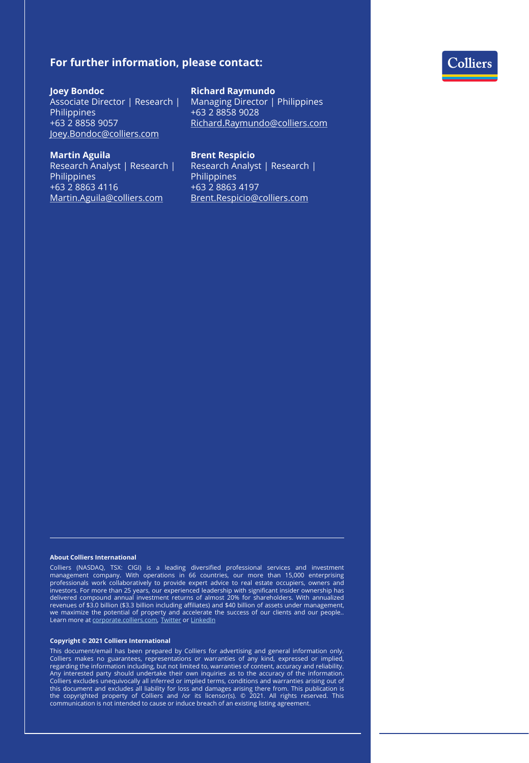## For further information, please contact:

**Joey Bondoc**
Associate Director | Research | Philippines
+63 2 8858 9057
Joey.Bondoc@colliers.com

**Richard Raymundo**
Managing Director | Philippines
+63 2 8858 9028
Richard.Raymundo@colliers.com

**Martin Aguila**
Research Analyst | Research | Philippines
+63 2 8863 4116
Martin.Aguila@colliers.com

**Brent Respicio**
Research Analyst | Research | Philippines
+63 2 8863 4197
Brent.Respicio@colliers.com

**About Colliers International**

Colliers (NASDAQ, TSX: CIGI) is a leading diversified professional services and investment management company. With operations in 66 countries, our more than 15,000 enterprising professionals work collaboratively to provide expert advice to real estate occupiers, owners and investors. For more than 25 years, our experienced leadership with significant insider ownership has delivered compound annual investment returns of almost 20% for shareholders. With annualized revenues of $3.0 billion ($3.3 billion including affiliates) and $40 billion of assets under management, we maximize the potential of property and accelerate the success of our clients and our people.. Learn more at corporate.colliers.com, Twitter or LinkedIn

**Copyright © 2021 Colliers International**

This document/email has been prepared by Colliers for advertising and general information only. Colliers makes no guarantees, representations or warranties of any kind, expressed or implied, regarding the information including, but not limited to, warranties of content, accuracy and reliability. Any interested party should undertake their own inquiries as to the accuracy of the information. Colliers excludes unequivocally all inferred or implied terms, conditions and warranties arising out of this document and excludes all liability for loss and damages arising there from. This publication is the copyrighted property of Colliers and /or its licensor(s). © 2021. All rights reserved. This communication is not intended to cause or induce breach of an existing listing agreement.